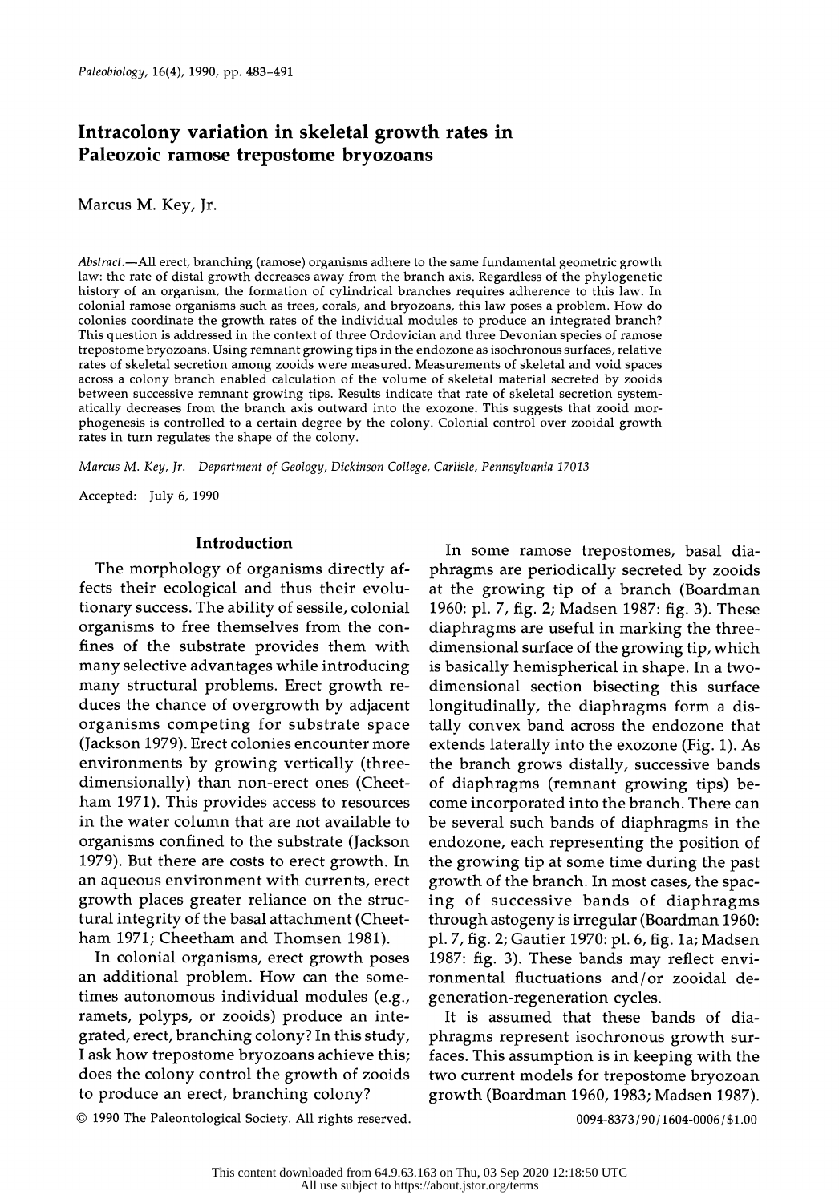# Intracolony variation in skeletal growth rates in Paleozoic ramose trepostome bryozoans

Marcus M. Key, Jr.

*Abstract.*—All erect, branching (ramose) organisms adhere to the same fundamental geometric growth law: the rate of distal growth decreases away from the branch axis. Regardless of the phylogenetic history of an organism, the formation of cylindrical branches requires adherence to this law. In colonial ramose organisms such as trees, corals, and bryozoans, this law poses a problem. How do colonies coordinate the growth rates of the individual modules to produce an integrated branch? This question is addressed in the context of three Ordovician and three Devonian species of ramose trepostome bryozoans. Using remnant growing tips in the endozone as isochronous surfaces, relative rates of skeletal secretion among zooids were measured. Measurements of skeletal and void spaces across a colony branch enabled calculation of the volume of skeletal material secreted by zooids between successive remnant growing tips. Results indicate that rate of skeletal secretion systematically decreases from the branch axis outward into the exozone. This suggests that zooid morphogenesis is controlled to a certain degree by the colony. Colonial control over zooidal growth rates in turn regulates the shape of the colony.

*Marcus M. Key, Jr. Department of Geology, Dickinson College, Carlisle, Pennsylvania 17013*

Accepted: July 6, 1990

## Introduction

The morphology of organisms directly affects their ecological and thus their evolutionary success. The ability of sessile, colonial organisms to free themselves from the confines of the substrate provides them with many selective advantages while introducing many structural problems. Erect growth reduces the chance of overgrowth by adjacent organisms competing for substrate space (Jackson 1979). Erect colonies encounter more environments by growing vertically (three-dimensionally) than non-erect ones (Cheetham 1971). This provides access to resources in the water column that are not available to organisms confined to the substrate (Jackson 1979). But there are costs to erect growth. In an aqueous environment with currents, erect growth places greater reliance on the structural integrity of the basal attachment (Cheetham 1971; Cheetham and Thomsen 1981).

In colonial organisms, erect growth poses an additional problem. How can the sometimes autonomous individual modules (e.g., ramets, polyps, or zooids) produce an integrated, erect, branching colony? In this study, I ask how trepostome bryozoans achieve this; does the colony control the growth of zooids to produce an erect, branching colony?

In some ramose trepostomes, basal diaphragms are periodically secreted by zooids at the growing tip of a branch (Boardman 1960: pl. 7, fig. 2; Madsen 1987: fig. 3). These diaphragms are useful in marking the three-dimensional surface of the growing tip, which is basically hemispherical in shape. In a two-dimensional section bisecting this surface longitudinally, the diaphragms form a distally convex band across the endozone that extends laterally into the exozone (Fig. 1). As the branch grows distally, successive bands of diaphragms (remnant growing tips) become incorporated into the branch. There can be several such bands of diaphragms in the endozone, each representing the position of the growing tip at some time during the past growth of the branch. In most cases, the spacing of successive bands of diaphragms through astogeny is irregular (Boardman 1960: pl. 7, fig. 2; Gautier 1970: pl. 6, fig. 1a; Madsen 1987: fig. 3). These bands may reflect environmental fluctuations and/or zooidal degeneration-regeneration cycles.

It is assumed that these bands of diaphragms represent isochronous growth surfaces. This assumption is in keeping with the two current models for trepostome bryozoan growth (Boardman 1960, 1983; Madsen 1987).

© 1990 The Paleontological Society. All rights reserved.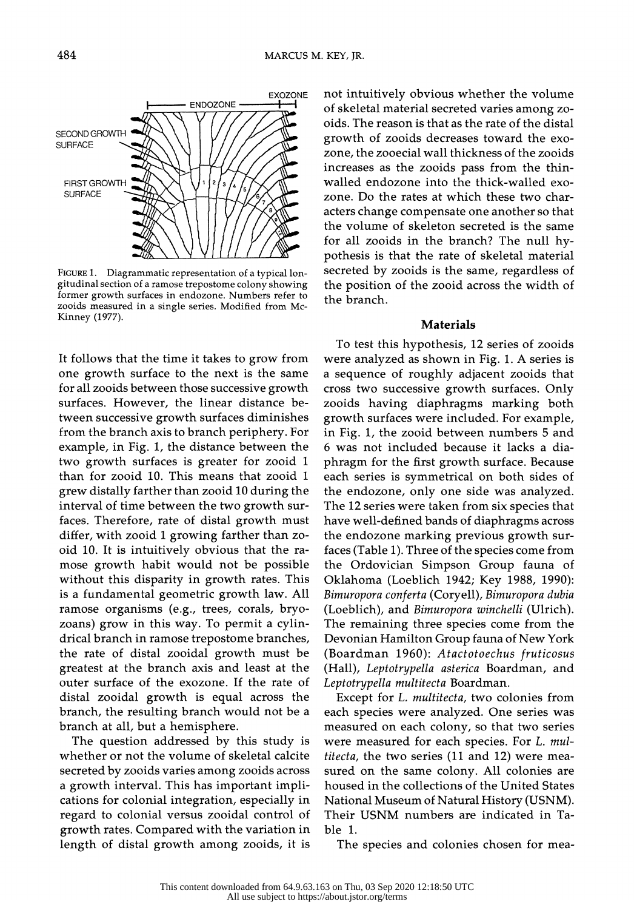FIGURE 1. Diagrammatic representation of a typical longitudinal section of a ramose trepostome colony showing former growth surfaces in endozone. Numbers refer to zooids measured in a single series. Modified from McKinney (1977).

It follows that the time it takes to grow from one growth surface to the next is the same for all zooids between those successive growth surfaces. However, the linear distance between successive growth surfaces diminishes from the branch axis to branch periphery. For example, in Fig. 1, the distance between the two growth surfaces is greater for zooid 1 than for zooid 10. This means that zooid 1 grew distally farther than zooid 10 during the interval of time between the two growth surfaces. Therefore, rate of distal growth must differ, with zooid 1 growing farther than zooid 10. It is intuitively obvious that the ramose growth habit would not be possible without this disparity in growth rates. This is a fundamental geometric growth law. All ramose organisms (e.g., trees, corals, bryozoans) grow in this way. To permit a cylindrical branch in ramose trepostome branches, the rate of distal zooidal growth must be greatest at the branch axis and least at the outer surface of the exozone. If the rate of distal zooidal growth is equal across the branch, the resulting branch would not be a branch at all, but a hemisphere.

The question addressed by this study is whether or not the volume of skeletal calcite secreted by zooids varies among zooids across a growth interval. This has important implications for colonial integration, especially in regard to colonial versus zooidal control of growth rates. Compared with the variation in length of distal growth among zooids, it is not intuitively obvious whether the volume of skeletal material secreted varies among zooids. The reason is that as the rate of the distal growth of zooids decreases toward the exozone, the zooecial wall thickness of the zooids increases as the zooids pass from the thin-walled endozone into the thick-walled exozone. Do the rates at which these two characters change compensate one another so that the volume of skeleton secreted is the same for all zooids in the branch? The null hypothesis is that the rate of skeletal material secreted by zooids is the same, regardless of the position of the zooid across the width of the branch.

## Materials

To test this hypothesis, 12 series of zooids were analyzed as shown in Fig. 1. A series is a sequence of roughly adjacent zooids that cross two successive growth surfaces. Only zooids having diaphragms marking both growth surfaces were included. For example, in Fig. 1, the zooid between numbers 5 and 6 was not included because it lacks a diaphragm for the first growth surface. Because each series is symmetrical on both sides of the endozone, only one side was analyzed. The 12 series were taken from six species that have well-defined bands of diaphragms across the endozone marking previous growth surfaces (Table 1). Three of the species come from the Ordovician Simpson Group fauna of Oklahoma (Loeblich 1942; Key 1988, 1990): *Bimuropora conferta* (Coryell), *Bimuropora dubia* (Loeblich), and *Bimuropora winchelli* (Ulrich). The remaining three species come from the Devonian Hamilton Group fauna of New York (Boardman 1960): *Atactotoechus fruticosus* (Hall), *Leptotrypella asterica* Boardman, and *Leptotrypella multitecta* Boardman.

Except for *L. multitecta*, two colonies from each species were analyzed. One series was measured on each colony, so that two series were measured for each species. For *L. multitecta*, the two series (11 and 12) were measured on the same colony. All colonies are housed in the collections of the United States National Museum of Natural History (USNM). Their USNM numbers are indicated in Table 1.

The species and colonies chosen for mea-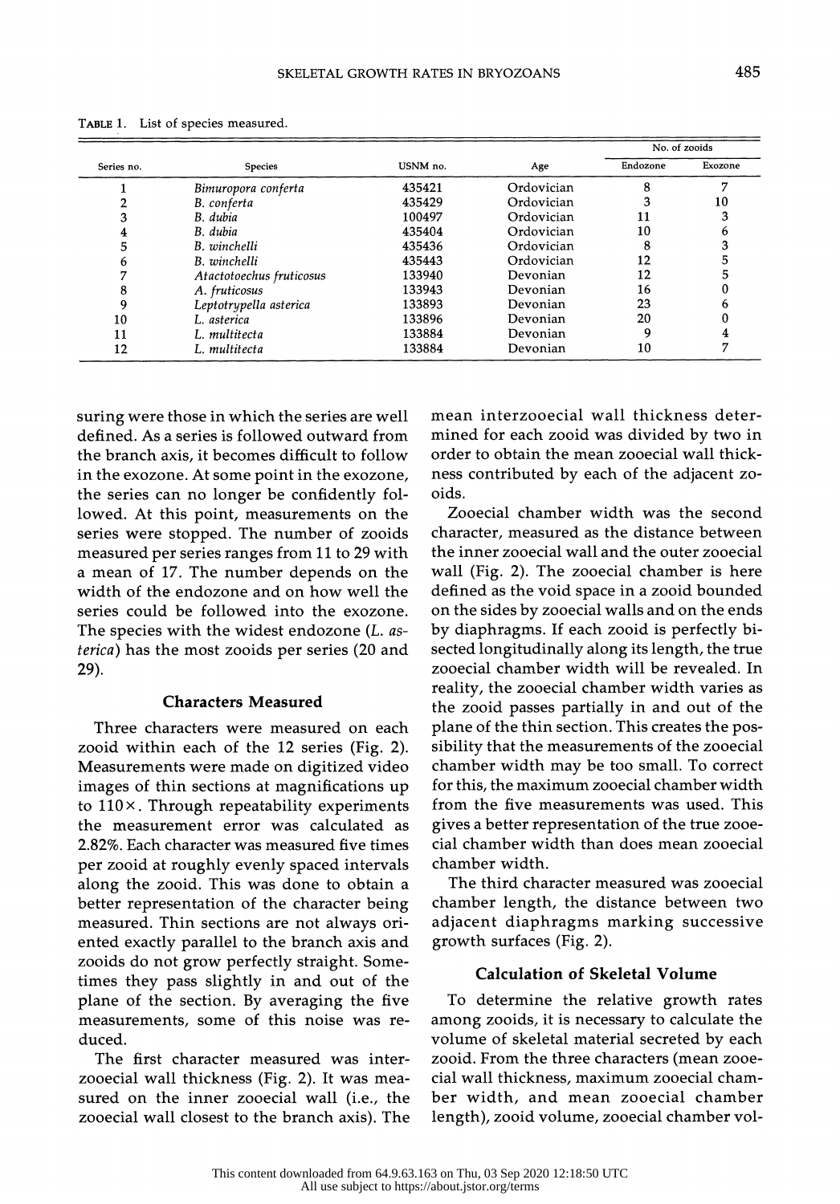TABLE 1. List of species measured.

| Series no. | Species | USNM no. | Age | No. of zooids | |
|---|---|---|---|---|---|
| | | | | Endozone | Exozone |
| 1 | *Bimuropora conferta* | 435421 | Ordovician | 8 | 7 |
| 2 | *B. conferta* | 435429 | Ordovician | 3 | 10 |
| 3 | *B. dubia* | 100497 | Ordovician | 11 | 3 |
| 4 | *B. dubia* | 435404 | Ordovician | 10 | 6 |
| 5 | *B. winchelli* | 435436 | Ordovician | 8 | 3 |
| 6 | *B. winchelli* | 435443 | Ordovician | 12 | 5 |
| 7 | *Atactotoechus fruticosus* | 133940 | Devonian | 12 | 5 |
| 8 | *A. fruticosus* | 133943 | Devonian | 16 | 0 |
| 9 | *Leptotrypella asterica* | 133893 | Devonian | 23 | 6 |
| 10 | *L. asterica* | 133896 | Devonian | 20 | 0 |
| 11 | *L. multitecta* | 133884 | Devonian | 9 | 4 |
| 12 | *L. multitecta* | 133884 | Devonian | 10 | 7 |

suring were those in which the series are well defined. As a series is followed outward from the branch axis, it becomes difficult to follow in the exozone. At some point in the exozone, the series can no longer be confidently followed. At this point, measurements on the series were stopped. The number of zooids measured per series ranges from 11 to 29 with a mean of 17. The number depends on the width of the endozone and on how well the series could be followed into the exozone. The species with the widest endozone (*L. asterica*) has the most zooids per series (20 and 29).

### Characters Measured

Three characters were measured on each zooid within each of the 12 series (Fig. 2). Measurements were made on digitized video images of thin sections at magnifications up to 110×. Through repeatability experiments the measurement error was calculated as 2.82%. Each character was measured five times per zooid at roughly evenly spaced intervals along the zooid. This was done to obtain a better representation of the character being measured. Thin sections are not always oriented exactly parallel to the branch axis and zooids do not grow perfectly straight. Sometimes they pass slightly in and out of the plane of the section. By averaging the five measurements, some of this noise was reduced.

The first character measured was interzooecial wall thickness (Fig. 2). It was measured on the inner zooecial wall (i.e., the zooecial wall closest to the branch axis). The mean interzooecial wall thickness determined for each zooid was divided by two in order to obtain the mean zooecial wall thickness contributed by each of the adjacent zooids.

Zooecial chamber width was the second character, measured as the distance between the inner zooecial wall and the outer zooecial wall (Fig. 2). The zooecial chamber is here defined as the void space in a zooid bounded on the sides by zooecial walls and on the ends by diaphragms. If each zooid is perfectly bisected longitudinally along its length, the true zooecial chamber width will be revealed. In reality, the zooecial chamber width varies as the zooid passes partially in and out of the plane of the thin section. This creates the possibility that the measurements of the zooecial chamber width may be too small. To correct for this, the maximum zooecial chamber width from the five measurements was used. This gives a better representation of the true zooecial chamber width than does mean zooecial chamber width.

The third character measured was zooecial chamber length, the distance between two adjacent diaphragms marking successive growth surfaces (Fig. 2).

### Calculation of Skeletal Volume

To determine the relative growth rates among zooids, it is necessary to calculate the volume of skeletal material secreted by each zooid. From the three characters (mean zooecial wall thickness, maximum zooecial chamber width, and mean zooecial chamber length), zooid volume, zooecial chamber vol-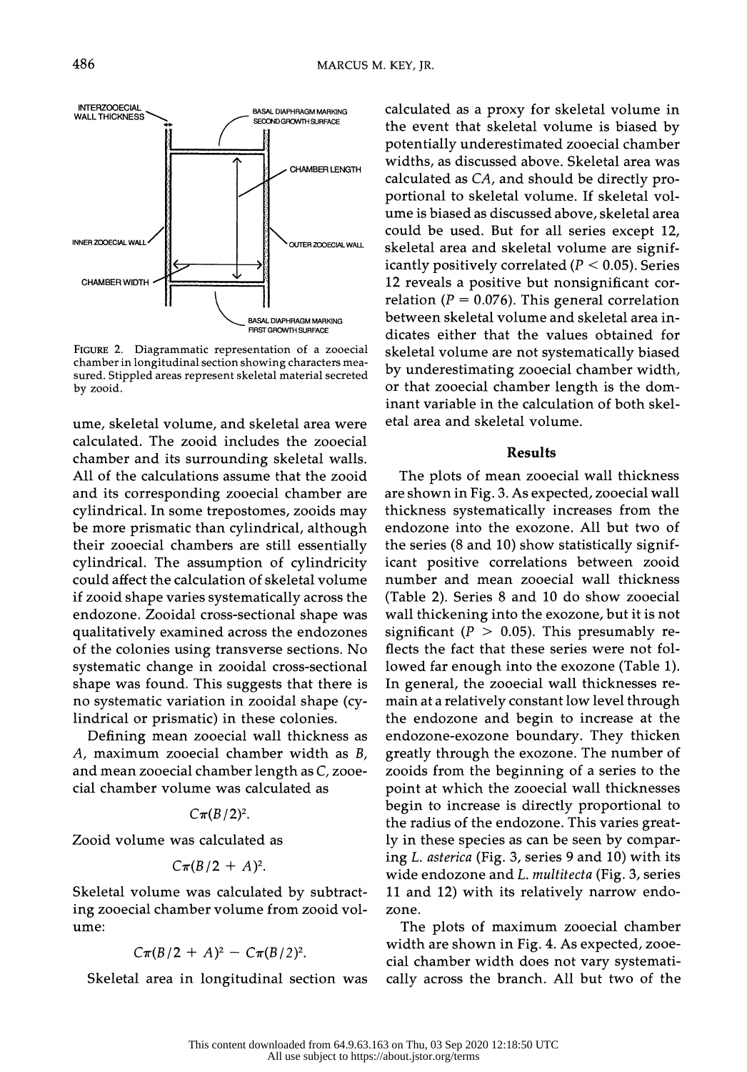INTERZOOECIAL WALL THICKNESS

BASAL DIAPHRAGM MARKING SECOND GROWTH SURFACE

CHAMBER LENGTH

INNER ZOOECIAL WALL

OUTER ZOOECIAL WALL

CHAMBER WIDTH

BASAL DIAPHRAGM MARKING FIRST GROWTH SURFACE

FIGURE 2. Diagrammatic representation of a zooecial chamber in longitudinal section showing characters measured. Stippled areas represent skeletal material secreted by zooid.

ume, skeletal volume, and skeletal area were calculated. The zooid includes the zooecial chamber and its surrounding skeletal walls. All of the calculations assume that the zooid and its corresponding zooecial chamber are cylindrical. In some trepostomes, zooids may be more prismatic than cylindrical, although their zooecial chambers are still essentially cylindrical. The assumption of cylindricity could affect the calculation of skeletal volume if zooid shape varies systematically across the endozone. Zooidal cross-sectional shape was qualitatively examined across the endozones of the colonies using transverse sections. No systematic change in zooidal cross-sectional shape was found. This suggests that there is no systematic variation in zooidal shape (cylindrical or prismatic) in these colonies.

Defining mean zooecial wall thickness as $A$, maximum zooecial chamber width as $B$, and mean zooecial chamber length as $C$, zooecial chamber volume was calculated as

$$C\pi(B/2)^2.$$

Zooid volume was calculated as

$$C\pi(B/2 + A)^2.$$

Skeletal volume was calculated by subtracting zooecial chamber volume from zooid volume:

$$C\pi(B/2 + A)^2 - C\pi(B/2)^2.$$

Skeletal area in longitudinal section was calculated as a proxy for skeletal volume in the event that skeletal volume is biased by potentially underestimated zooecial chamber widths, as discussed above. Skeletal area was calculated as $CA$, and should be directly proportional to skeletal volume. If skeletal volume is biased as discussed above, skeletal area could be used. But for all series except 12, skeletal area and skeletal volume are significantly positively correlated ($P < 0.05$). Series 12 reveals a positive but nonsignificant correlation ($P = 0.076$). This general correlation between skeletal volume and skeletal area indicates either that the values obtained for skeletal volume are not systematically biased by underestimating zooecial chamber width, or that zooecial chamber length is the dominant variable in the calculation of both skeletal area and skeletal volume.

## Results

The plots of mean zooecial wall thickness are shown in Fig. 3. As expected, zooecial wall thickness systematically increases from the endozone into the exozone. All but two of the series (8 and 10) show statistically significant positive correlations between zooid number and mean zooecial wall thickness (Table 2). Series 8 and 10 do show zooecial wall thickening into the exozone, but it is not significant ($P > 0.05$). This presumably reflects the fact that these series were not followed far enough into the exozone (Table 1). In general, the zooecial wall thicknesses remain at a relatively constant low level through the endozone and begin to increase at the endozone-exozone boundary. They thicken greatly through the exozone. The number of zooids from the beginning of a series to the point at which the zooecial wall thicknesses begin to increase is directly proportional to the radius of the endozone. This varies greatly in these species as can be seen by comparing *L. asterica* (Fig. 3, series 9 and 10) with its wide endozone and *L. multitecta* (Fig. 3, series 11 and 12) with its relatively narrow endozone.

The plots of maximum zooecial chamber width are shown in Fig. 4. As expected, zooecial chamber width does not vary systematically across the branch. All but two of the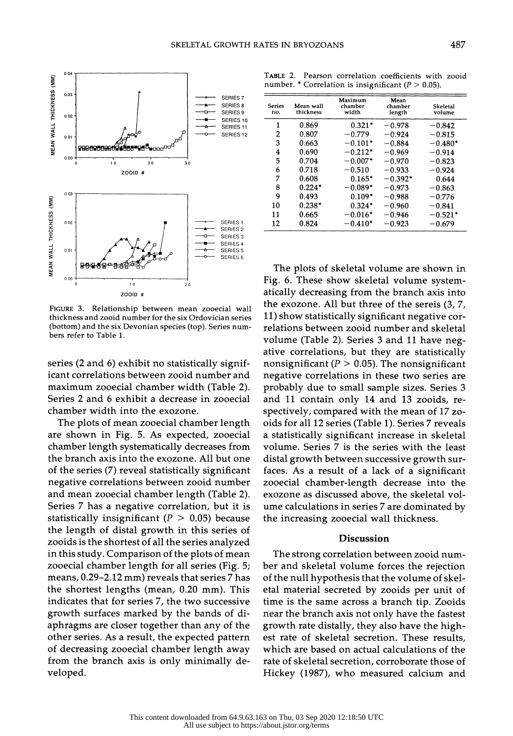FIGURE 3. Relationship between mean zooecial wall thickness and zooid number for the six Ordovician series (bottom) and the six Devonian species (top). Series numbers refer to Table 1.

series (2 and 6) exhibit no statistically significant correlations between zooid number and maximum zooecial chamber width (Table 2). Series 2 and 6 exhibit a decrease in zooecial chamber width into the exozone.

The plots of mean zooecial chamber length are shown in Fig. 5. As expected, zooecial chamber length systematically decreases from the branch axis into the exozone. All but one of the series (7) reveal statistically significant negative correlations between zooid number and mean zooecial chamber length (Table 2). Series 7 has a negative correlation, but it is statistically insignificant ($P > 0.05$) because the length of distal growth in this series of zooids is the shortest of all the series analyzed in this study. Comparison of the plots of mean zooecial chamber length for all series (Fig. 5; means, 0.29–2.12 mm) reveals that series 7 has the shortest lengths (mean, 0.20 mm). This indicates that for series 7, the two successive growth surfaces marked by the bands of diaphragms are closer together than any of the other series. As a result, the expected pattern of decreasing zooecial chamber length away from the branch axis is only minimally developed.

TABLE 2. Pearson correlation coefficients with zooid number. * Correlation is insignificant ($P > 0.05$).

| Series no. | Mean wall thickness | Maximum chamber width | Mean chamber length | Skeletal volume |
|---|---|---|---|---|
| 1 | 0.869 | 0.321* | −0.978 | −0.842 |
| 2 | 0.807 | −0.779 | −0.924 | −0.815 |
| 3 | 0.663 | −0.101* | −0.884 | −0.480* |
| 4 | 0.690 | −0.212* | −0.969 | −0.914 |
| 5 | 0.704 | −0.007* | −0.970 | −0.823 |
| 6 | 0.718 | −0.510 | −0.933 | −0.924 |
| 7 | 0.608 | 0.165* | −0.392* | 0.644 |
| 8 | 0.224* | −0.089* | −0.973 | −0.863 |
| 9 | 0.493 | 0.109* | −0.988 | −0.776 |
| 10 | 0.238* | 0.324* | −0.960 | −0.841 |
| 11 | 0.665 | −0.016* | −0.946 | −0.521* |
| 12 | 0.824 | −0.410* | −0.923 | −0.679 |

The plots of skeletal volume are shown in Fig. 6. These show skeletal volume systematically decreasing from the branch axis into the exozone. All but three of the sereis (3, 7, 11) show statistically significant negative correlations between zooid number and skeletal volume (Table 2). Series 3 and 11 have negative correlations, but they are statistically nonsignificant ($P > 0.05$). The nonsignificant negative correlations in these two series are probably due to small sample sizes. Series 3 and 11 contain only 14 and 13 zooids, respectively, compared with the mean of 17 zooids for all 12 series (Table 1). Series 7 reveals a statistically significant increase in skeletal volume. Series 7 is the series with the least distal growth between successive growth surfaces. As a result of a lack of a significant zooecial chamber-length decrease into the exozone as discussed above, the skeletal volume calculations in series 7 are dominated by the increasing zooecial wall thickness.

## Discussion

The strong correlation between zooid number and skeletal volume forces the rejection of the null hypothesis that the volume of skeletal material secreted by zooids per unit of time is the same across a branch tip. Zooids near the branch axis not only have the fastest growth rate distally, they also have the highest rate of skeletal secretion. These results, which are based on actual calculations of the rate of skeletal secretion, corroborate those of Hickey (1987), who measured calcium and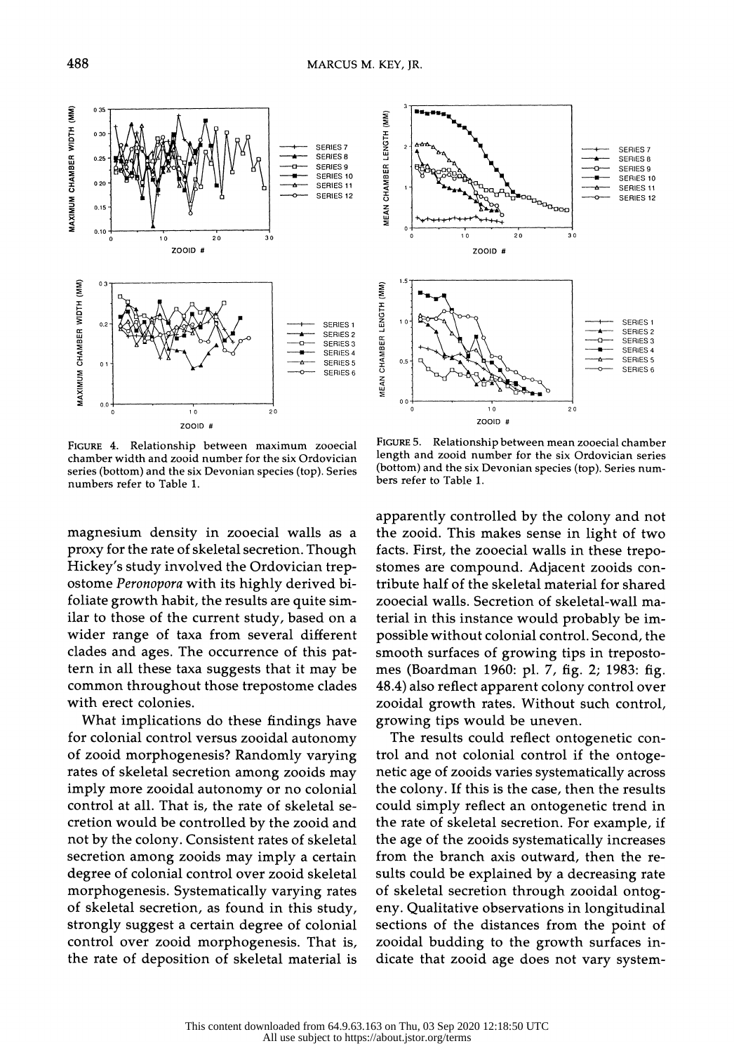FIGURE 4. Relationship between maximum zooecial chamber width and zooid number for the six Ordovician series (bottom) and the six Devonian species (top). Series numbers refer to Table 1.

FIGURE 5. Relationship between mean zooecial chamber length and zooid number for the six Ordovician series (bottom) and the six Devonian species (top). Series numbers refer to Table 1.

magnesium density in zooecial walls as a proxy for the rate of skeletal secretion. Though Hickey's study involved the Ordovician trepostome *Peronopora* with its highly derived bifoliate growth habit, the results are quite similar to those of the current study, based on a wider range of taxa from several different clades and ages. The occurrence of this pattern in all these taxa suggests that it may be common throughout those trepostome clades with erect colonies.

What implications do these findings have for colonial control versus zooidal autonomy of zooid morphogenesis? Randomly varying rates of skeletal secretion among zooids may imply more zooidal autonomy or no colonial control at all. That is, the rate of skeletal secretion would be controlled by the zooid and not by the colony. Consistent rates of skeletal secretion among zooids may imply a certain degree of colonial control over zooid skeletal morphogenesis. Systematically varying rates of skeletal secretion, as found in this study, strongly suggest a certain degree of colonial control over zooid morphogenesis. That is, the rate of deposition of skeletal material is apparently controlled by the colony and not the zooid. This makes sense in light of two facts. First, the zooecial walls in these trepostomes are compound. Adjacent zooids contribute half of the skeletal material for shared zooecial walls. Secretion of skeletal-wall material in this instance would probably be impossible without colonial control. Second, the smooth surfaces of growing tips in trepostomes (Boardman 1960: pl. 7, fig. 2; 1983: fig. 48.4) also reflect apparent colony control over zooidal growth rates. Without such control, growing tips would be uneven.

The results could reflect ontogenetic control and not colonial control if the ontogenetic age of zooids varies systematically across the colony. If this is the case, then the results could simply reflect an ontogenetic trend in the rate of skeletal secretion. For example, if the age of the zooids systematically increases from the branch axis outward, then the results could be explained by a decreasing rate of skeletal secretion through zooidal ontogeny. Qualitative observations in longitudinal sections of the distances from the point of zooidal budding to the growth surfaces indicate that zooid age does not vary system-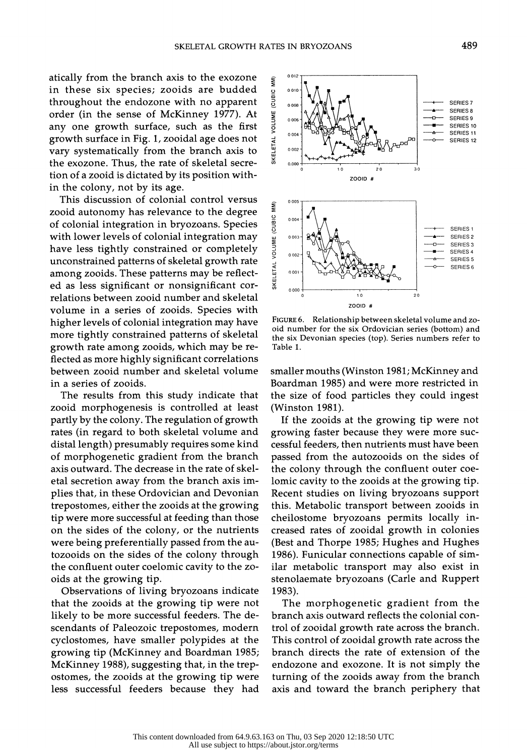atically from the branch axis to the exozone in these six species; zooids are budded throughout the endozone with no apparent order (in the sense of McKinney 1977). At any one growth surface, such as the first growth surface in Fig. 1, zooidal age does not vary systematically from the branch axis to the exozone. Thus, the rate of skeletal secretion of a zooid is dictated by its position within the colony, not by its age.

This discussion of colonial control versus zooid autonomy has relevance to the degree of colonial integration in bryozoans. Species with lower levels of colonial integration may have less tightly constrained or completely unconstrained patterns of skeletal growth rate among zooids. These patterns may be reflected as less significant or nonsignificant correlations between zooid number and skeletal volume in a series of zooids. Species with higher levels of colonial integration may have more tightly constrained patterns of skeletal growth rate among zooids, which may be reflected as more highly significant correlations between zooid number and skeletal volume in a series of zooids.

The results from this study indicate that zooid morphogenesis is controlled at least partly by the colony. The regulation of growth rates (in regard to both skeletal volume and distal length) presumably requires some kind of morphogenetic gradient from the branch axis outward. The decrease in the rate of skeletal secretion away from the branch axis implies that, in these Ordovician and Devonian trepostomes, either the zooids at the growing tip were more successful at feeding than those on the sides of the colony, or the nutrients were being preferentially passed from the autozooids on the sides of the colony through the confluent outer coelomic cavity to the zooids at the growing tip.

Observations of living bryozoans indicate that the zooids at the growing tip were not likely to be more successful feeders. The descendants of Paleozoic trepostomes, modern cyclostomes, have smaller polypides at the growing tip (McKinney and Boardman 1985; McKinney 1988), suggesting that, in the trepostomes, the zooids at the growing tip were less successful feeders because they had smaller mouths (Winston 1981; McKinney and Boardman 1985) and were more restricted in the size of food particles they could ingest (Winston 1981).

FIGURE 6. Relationship between skeletal volume and zooid number for the six Ordovician series (bottom) and the six Devonian species (top). Series numbers refer to Table 1.

If the zooids at the growing tip were not growing faster because they were more successful feeders, then nutrients must have been passed from the autozooids on the sides of the colony through the confluent outer coelomic cavity to the zooids at the growing tip. Recent studies on living bryozoans support this. Metabolic transport between zooids in cheilostome bryozoans permits locally increased rates of zooidal growth in colonies (Best and Thorpe 1985; Hughes and Hughes 1986). Funicular connections capable of similar metabolic transport may also exist in stenolaemate bryozoans (Carle and Ruppert 1983).

The morphogenetic gradient from the branch axis outward reflects the colonial control of zooidal growth rate across the branch. This control of zooidal growth rate across the branch directs the rate of extension of the endozone and exozone. It is not simply the turning of the zooids away from the branch axis and toward the branch periphery that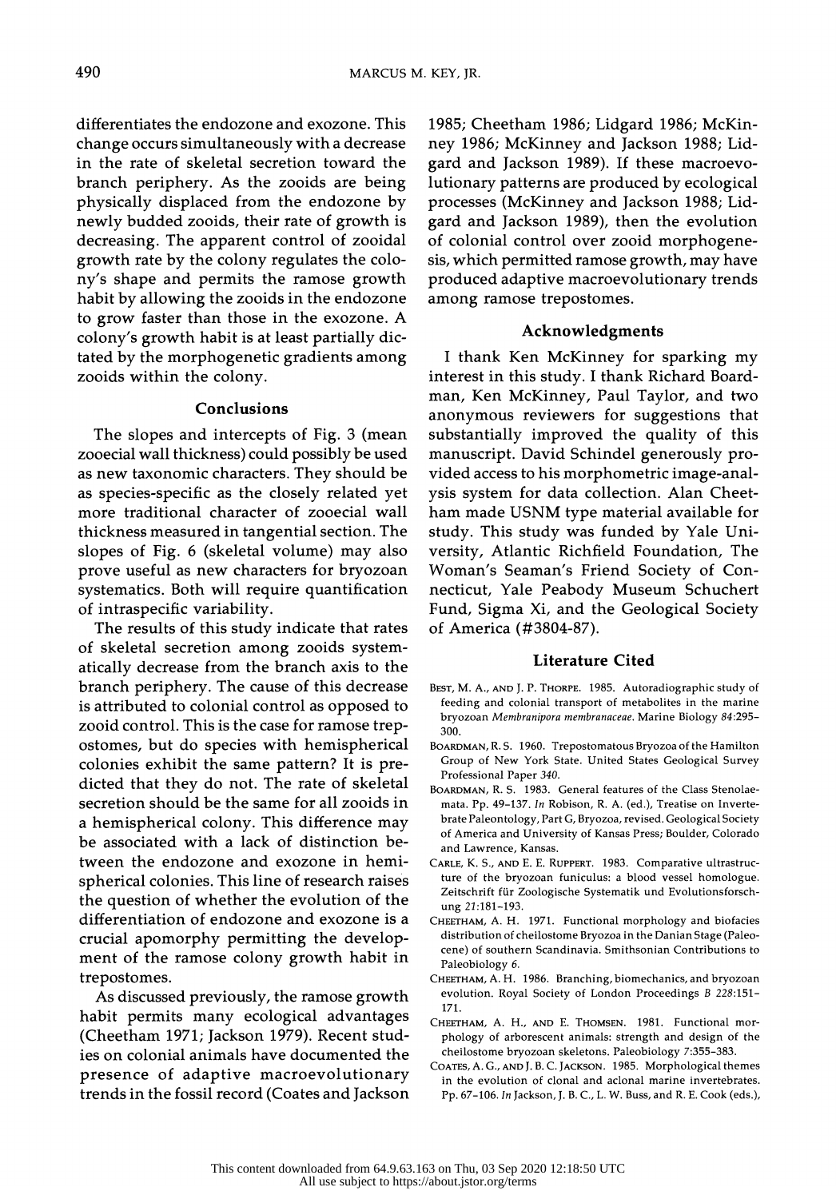differentiates the endozone and exozone. This change occurs simultaneously with a decrease in the rate of skeletal secretion toward the branch periphery. As the zooids are being physically displaced from the endozone by newly budded zooids, their rate of growth is decreasing. The apparent control of zooidal growth rate by the colony regulates the colony's shape and permits the ramose growth habit by allowing the zooids in the endozone to grow faster than those in the exozone. A colony's growth habit is at least partially dictated by the morphogenetic gradients among zooids within the colony.

## Conclusions

The slopes and intercepts of Fig. 3 (mean zooecial wall thickness) could possibly be used as new taxonomic characters. They should be as species-specific as the closely related yet more traditional character of zooecial wall thickness measured in tangential section. The slopes of Fig. 6 (skeletal volume) may also prove useful as new characters for bryozoan systematics. Both will require quantification of intraspecific variability.

The results of this study indicate that rates of skeletal secretion among zooids systematically decrease from the branch axis to the branch periphery. The cause of this decrease is attributed to colonial control as opposed to zooid control. This is the case for ramose trepostomes, but do species with hemispherical colonies exhibit the same pattern? It is predicted that they do not. The rate of skeletal secretion should be the same for all zooids in a hemispherical colony. This difference may be associated with a lack of distinction between the endozone and exozone in hemispherical colonies. This line of research raises the question of whether the evolution of the differentiation of endozone and exozone is a crucial apomorphy permitting the development of the ramose colony growth habit in trepostomes.

As discussed previously, the ramose growth habit permits many ecological advantages (Cheetham 1971; Jackson 1979). Recent studies on colonial animals have documented the presence of adaptive macroevolutionary trends in the fossil record (Coates and Jackson 1985; Cheetham 1986; Lidgard 1986; McKinney 1986; McKinney and Jackson 1988; Lidgard and Jackson 1989). If these macroevolutionary patterns are produced by ecological processes (McKinney and Jackson 1988; Lidgard and Jackson 1989), then the evolution of colonial control over zooid morphogenesis, which permitted ramose growth, may have produced adaptive macroevolutionary trends among ramose trepostomes.

## Acknowledgments

I thank Ken McKinney for sparking my interest in this study. I thank Richard Boardman, Ken McKinney, Paul Taylor, and two anonymous reviewers for suggestions that substantially improved the quality of this manuscript. David Schindel generously provided access to his morphometric image-analysis system for data collection. Alan Cheetham made USNM type material available for study. This study was funded by Yale University, Atlantic Richfield Foundation, The Woman's Seaman's Friend Society of Connecticut, Yale Peabody Museum Schuchert Fund, Sigma Xi, and the Geological Society of America (#3804-87).

## Literature Cited

Best, M. A., and J. P. Thorpe. 1985. Autoradiographic study of feeding and colonial transport of metabolites in the marine bryozoan *Membranipora membranaceae*. Marine Biology *84*:295–300.

Boardman, R. S. 1960. Trepostomatous Bryozoa of the Hamilton Group of New York State. United States Geological Survey Professional Paper *340*.

Boardman, R. S. 1983. General features of the Class Stenolaemata. Pp. 49–137. *In* Robison, R. A. (ed.), Treatise on Invertebrate Paleontology, Part G, Bryozoa, revised. Geological Society of America and University of Kansas Press; Boulder, Colorado and Lawrence, Kansas.

Carle, K. S., and E. E. Ruppert. 1983. Comparative ultrastructure of the bryozoan funiculus: a blood vessel homologue. Zeitschrift für Zoologische Systematik und Evolutionsforschung *21*:181–193.

Cheetham, A. H. 1971. Functional morphology and biofacies distribution of cheilostome Bryozoa in the Danian Stage (Paleocene) of southern Scandinavia. Smithsonian Contributions to Paleobiology *6*.

Cheetham, A. H. 1986. Branching, biomechanics, and bryozoan evolution. Royal Society of London Proceedings B *228*:151–171.

Cheetham, A. H., and E. Thomsen. 1981. Functional morphology of arborescent animals: strength and design of the cheilostome bryozoan skeletons. Paleobiology *7*:355–383.

Coates, A. G., and J. B. C. Jackson. 1985. Morphological themes in the evolution of clonal and aclonal marine invertebrates. Pp. 67–106. *In* Jackson, J. B. C., L. W. Buss, and R. E. Cook (eds.),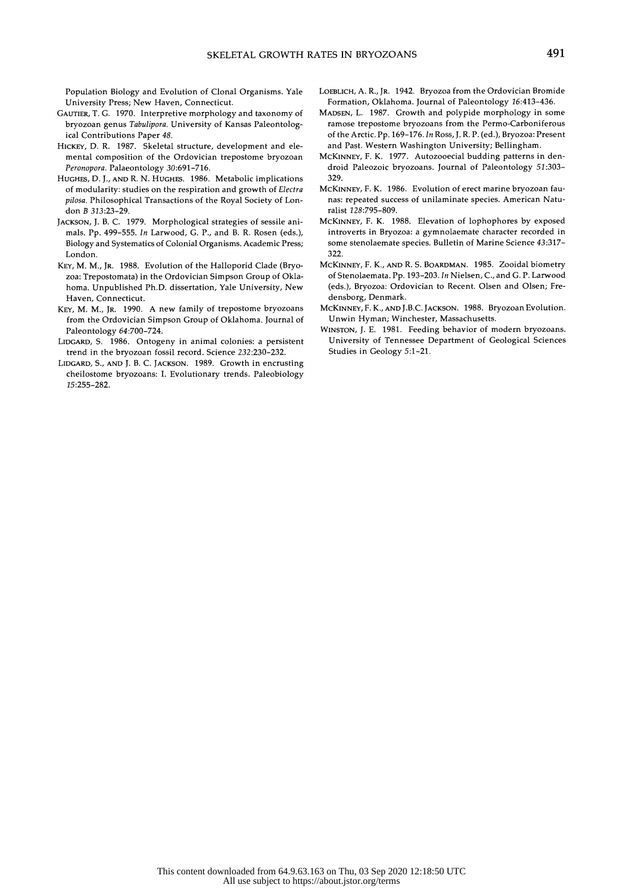Population Biology and Evolution of Clonal Organisms. Yale University Press; New Haven, Connecticut.

Gautier, T. G. 1970. Interpretive morphology and taxonomy of bryozoan genus *Tabulipora*. University of Kansas Paleontological Contributions Paper *48*.

Hickey, D. R. 1987. Skeletal structure, development and elemental composition of the Ordovician trepostome bryozoan *Peronopora*. Palaeontology *30*:691–716.

Hughes, D. J., and R. N. Hughes. 1986. Metabolic implications of modularity: studies on the respiration and growth of *Electra pilosa*. Philosophical Transactions of the Royal Society of London *B 313*:23–29.

Jackson, J. B. C. 1979. Morphological strategies of sessile animals. Pp. 499–555. *In* Larwood, G. P., and B. R. Rosen (eds.), Biology and Systematics of Colonial Organisms. Academic Press; London.

Key, M. M., Jr. 1988. Evolution of the Halloporid Clade (Bryozoa: Trepostomata) in the Ordovician Simpson Group of Oklahoma. Unpublished Ph.D. dissertation, Yale University, New Haven, Connecticut.

Key, M. M., Jr. 1990. A new family of trepostome bryozoans from the Ordovician Simpson Group of Oklahoma. Journal of Paleontology *64*:700–724.

Lidgard, S. 1986. Ontogeny in animal colonies: a persistent trend in the bryozoan fossil record. Science *232*:230–232.

Lidgard, S., and J. B. C. Jackson. 1989. Growth in encrusting cheilostome bryozoans: I. Evolutionary trends. Paleobiology *15*:255–282.

Loeblich, A. R., Jr. 1942. Bryozoa from the Ordovician Bromide Formation, Oklahoma. Journal of Paleontology *16*:413–436.

Madsen, L. 1987. Growth and polypide morphology in some ramose trepostome bryozoans from the Permo-Carboniferous of the Arctic. Pp. 169–176. *In* Ross, J. R. P. (ed.), Bryozoa: Present and Past. Western Washington University; Bellingham.

McKinney, F. K. 1977. Autozooecial budding patterns in dendroid Paleozoic bryozoans. Journal of Paleontology *51*:303–329.

McKinney, F. K. 1986. Evolution of erect marine bryozoan faunas: repeated success of unilaminate species. American Naturalist *128*:795–809.

McKinney, F. K. 1988. Elevation of lophophores by exposed introverts in Bryozoa: a gymnolaemate character recorded in some stenolaemate species. Bulletin of Marine Science *43*:317–322.

McKinney, F. K., and R. S. Boardman. 1985. Zooidal biometry of Stenolaemata. Pp. 193–203. *In* Nielsen, C., and G. P. Larwood (eds.), Bryozoa: Ordovician to Recent. Olsen and Olsen; Fredensborg, Denmark.

McKinney, F. K., and J.B.C. Jackson. 1988. Bryozoan Evolution. Unwin Hyman; Winchester, Massachusetts.

Winston, J. E. 1981. Feeding behavior of modern bryozoans. University of Tennessee Department of Geological Sciences Studies in Geology *5*:1–21.